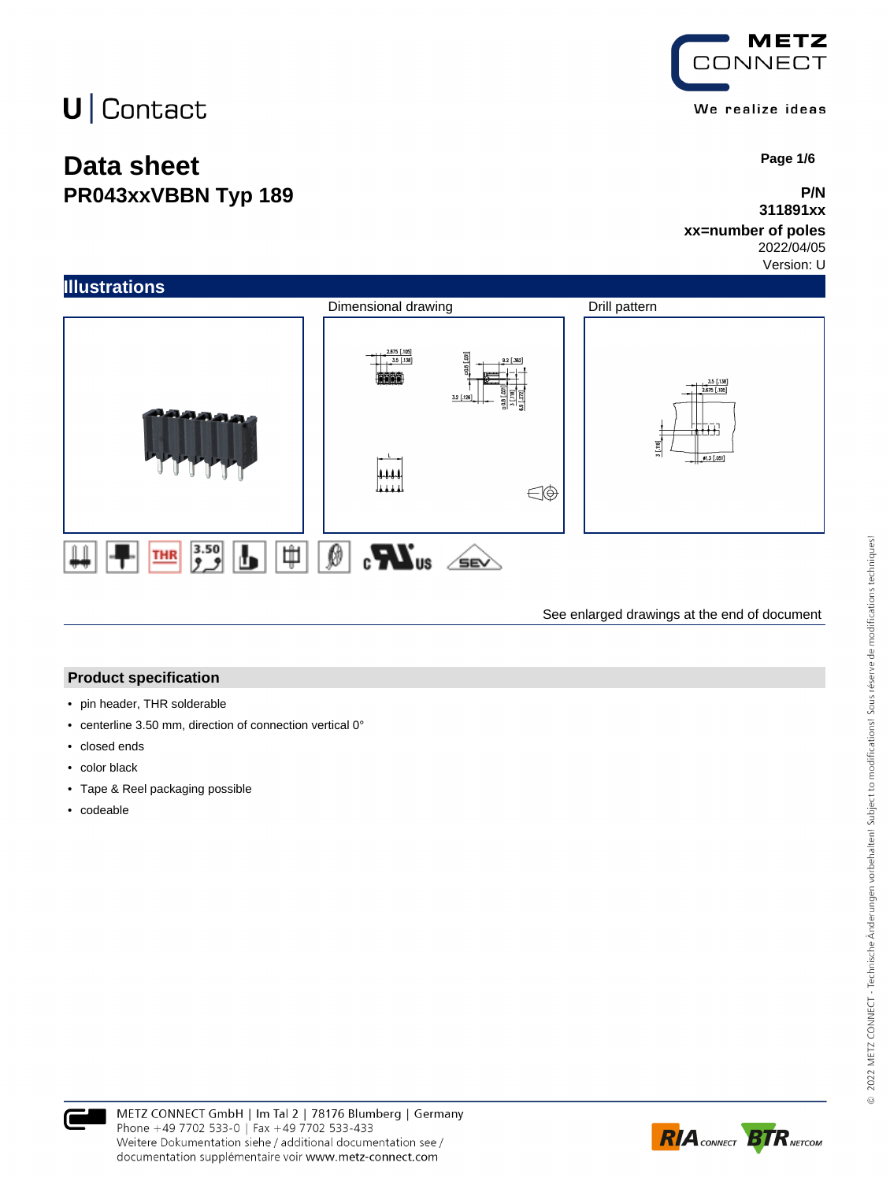U | Contact

# Data sheet
## PR043xxVBBN Typ 189

**P/N**
**311891xx**
**xx=number of poles**
2022/04/05
Version: U

## Illustrations

Dimensional drawing

Drill pattern

See enlarged drawings at the end of document

## Product specification

- pin header, THR solderable
- centerline 3.50 mm, direction of connection vertical 0°
- closed ends
- color black
- Tape & Reel packaging possible
- codeable

METZ CONNECT GmbH | Im Tal 2 | 78176 Blumberg | Germany
Phone +49 7702 533-0 | Fax +49 7702 533-433
Weitere Dokumentation siehe / additional documentation see / documentation supplémentaire voir www.metz-connect.com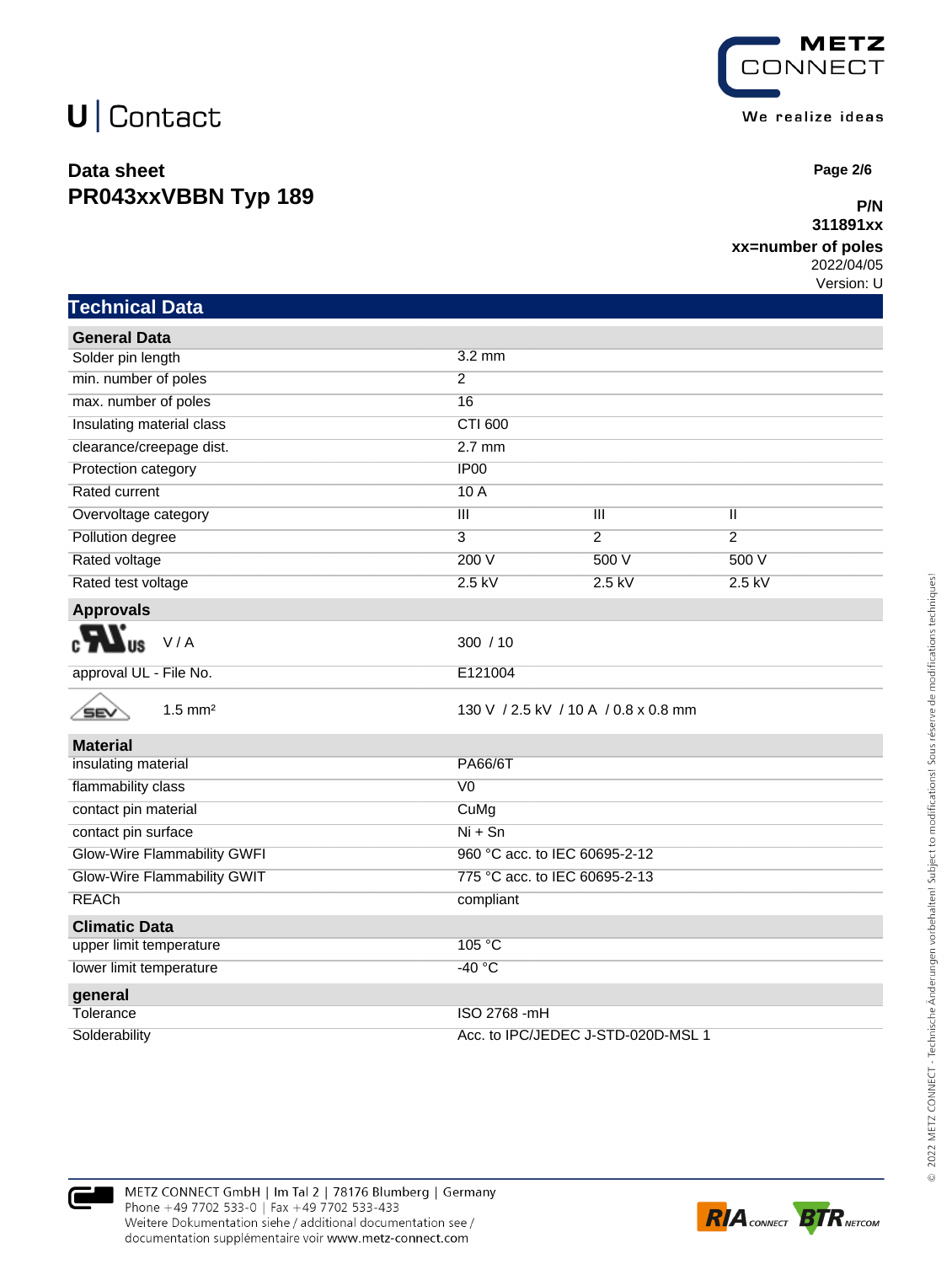# Data sheet
## PR043xxVBBN Typ 189

**P/N**
**311891xx**
**xx=number of poles**
2022/04/05
Version: U

## Technical Data

| General Data | | | |
|---|---|---|---|
| Solder pin length | 3.2 mm | | |
| min. number of poles | 2 | | |
| max. number of poles | 16 | | |
| Insulating material class | CTI 600 | | |
| clearance/creepage dist. | 2.7 mm | | |
| Protection category | IP00 | | |
| Rated current | 10 A | | |
| Overvoltage category | III | III | II |
| Pollution degree | 3 | 2 | 2 |
| Rated voltage | 200 V | 500 V | 500 V |
| Rated test voltage | 2.5 kV | 2.5 kV | 2.5 kV |
| **Approvals** | | | |
| cULus V / A | 300 / 10 | | |
| approval UL - File No. | E121004 | | |
| SEV 1.5 mm² | 130 V / 2.5 kV / 10 A / 0.8 x 0.8 mm | | |
| **Material** | | | |
| insulating material | PA66/6T | | |
| flammability class | V0 | | |
| contact pin material | CuMg | | |
| contact pin surface | Ni + Sn | | |
| Glow-Wire Flammability GWFI | 960 °C acc. to IEC 60695-2-12 | | |
| Glow-Wire Flammability GWIT | 775 °C acc. to IEC 60695-2-13 | | |
| REACh | compliant | | |
| **Climatic Data** | | | |
| upper limit temperature | 105 °C | | |
| lower limit temperature | -40 °C | | |
| **general** | | | |
| Tolerance | ISO 2768 -mH | | |
| Solderability | Acc. to IPC/JEDEC J-STD-020D-MSL 1 | | |

METZ CONNECT GmbH | Im Tal 2 | 78176 Blumberg | Germany
Phone +49 7702 533-0 | Fax +49 7702 533-433
Weitere Dokumentation siehe / additional documentation see / documentation supplémentaire voir www.metz-connect.com

© 2022 METZ CONNECT - Technische Änderungen vorbehalten! Subject to modifications! Sous réserve de modifications techniques!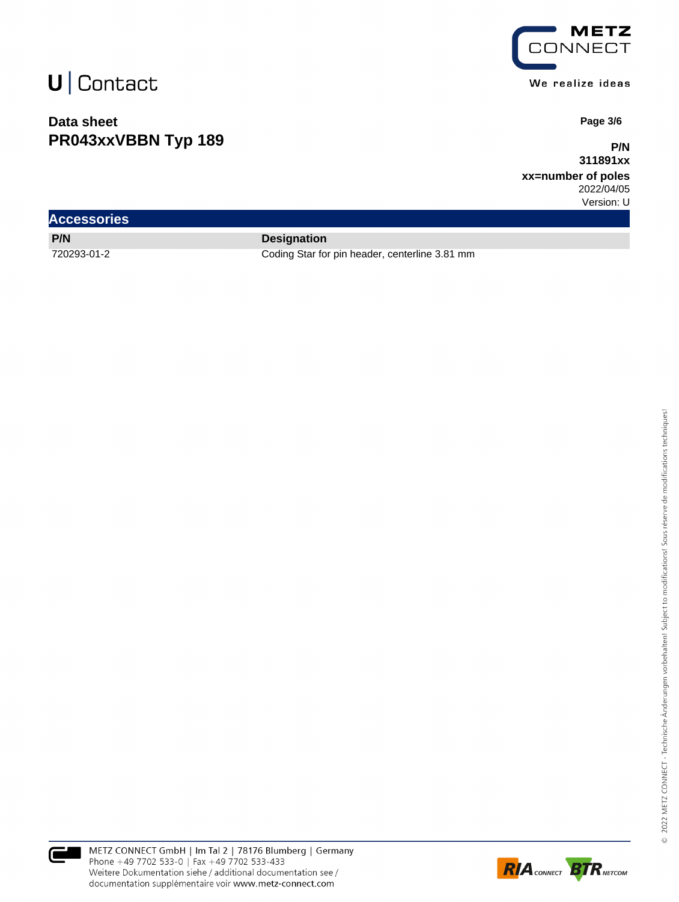## Accessories

| P/N | Designation |
| --- | --- |
| 720293-01-2 | Coding Star for pin header, centerline 3.81 mm |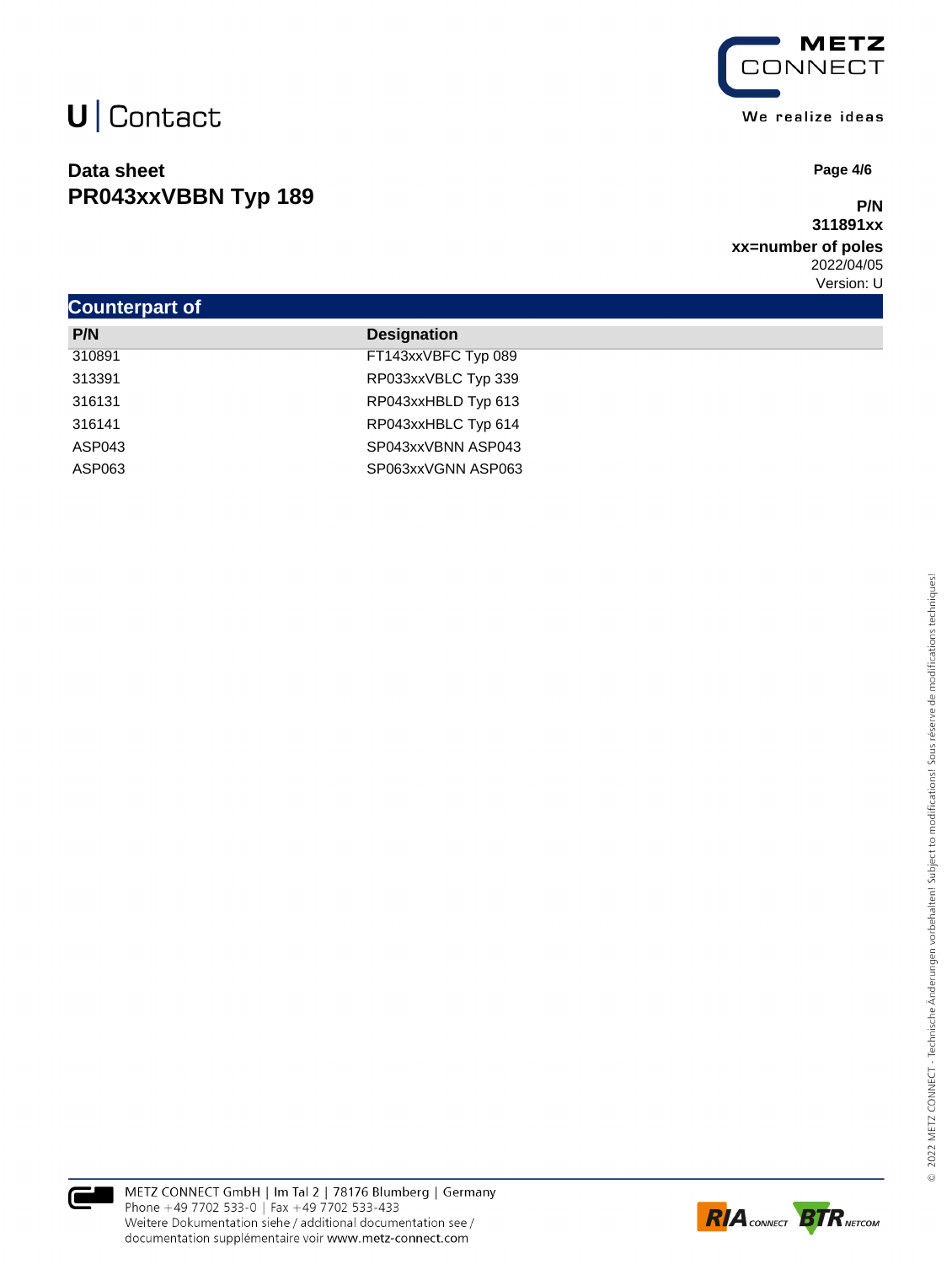## Counterpart of

| P/N | Designation |
|---|---|
| 310891 | FT143xxVBFC Typ 089 |
| 313391 | RP033xxVBLC Typ 339 |
| 316131 | RP043xxHBLD Typ 613 |
| 316141 | RP043xxHBLC Typ 614 |
| ASP043 | SP043xxVBNN ASP043 |
| ASP063 | SP063xxVGNN ASP063 |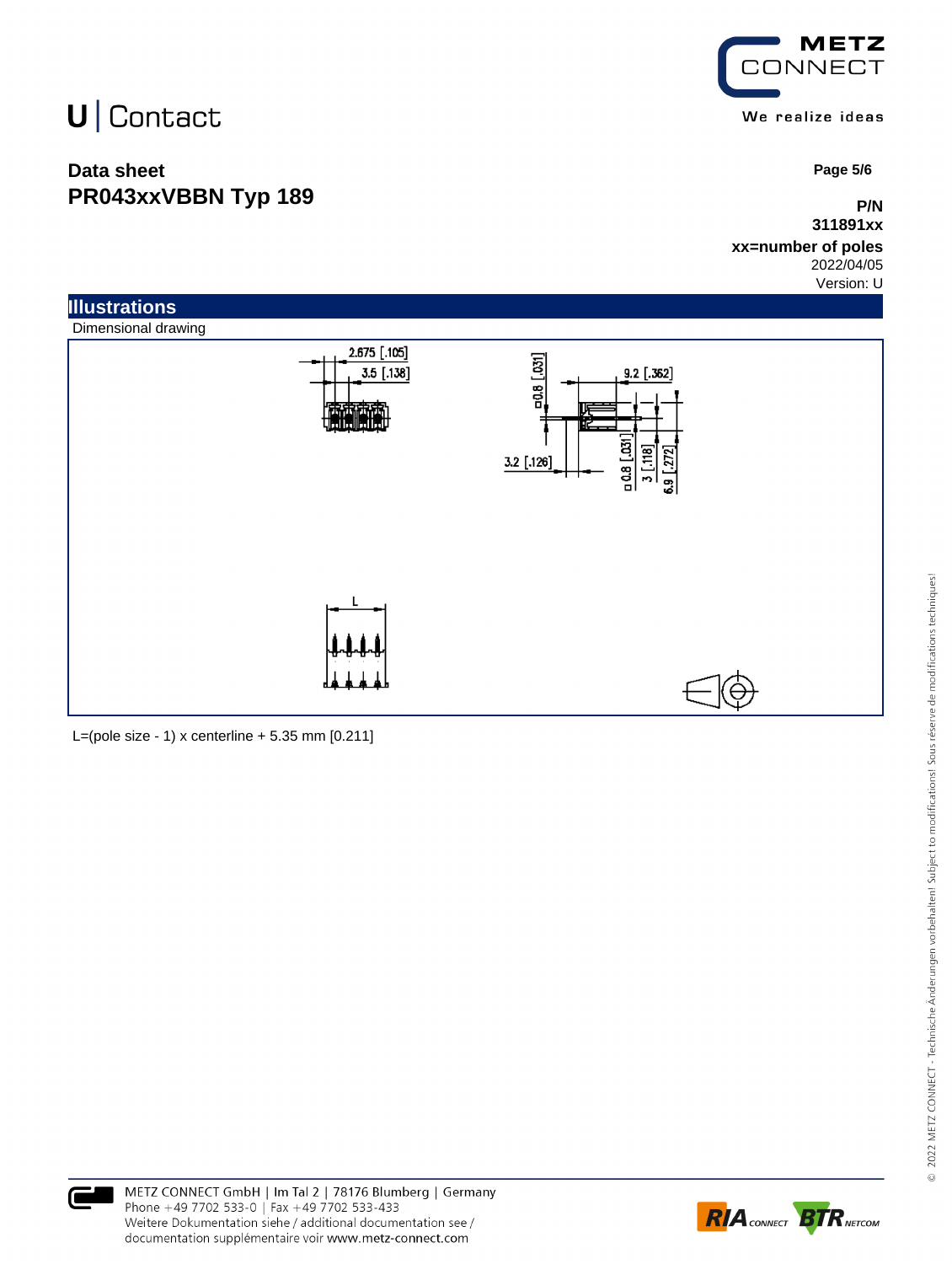U | Contact

**Data sheet**
**PR043xxVBBN Typ 189**

**P/N**
**311891xx**
**xx=number of poles**
2022/04/05
Version: U

## Illustrations

Dimensional drawing

L=(pole size - 1) x centerline + 5.35 mm [0.211]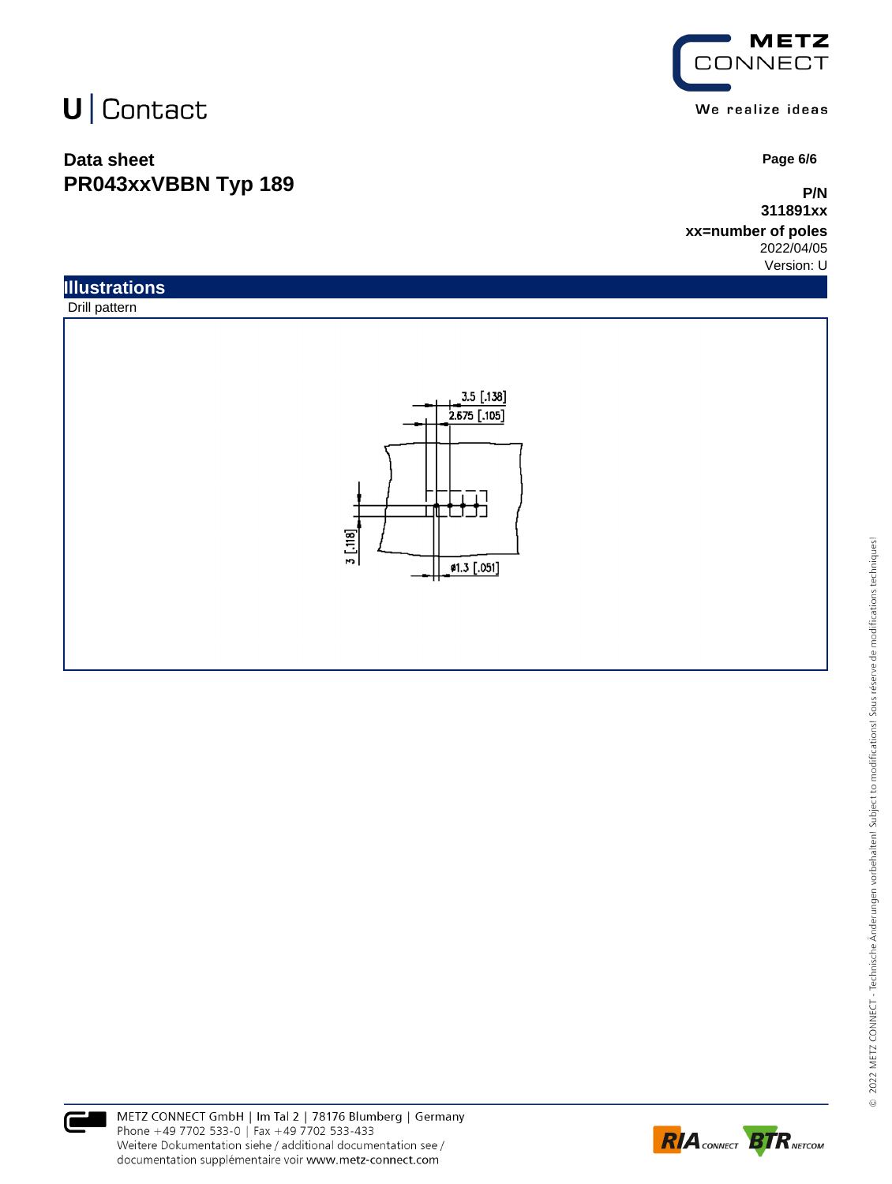# Data sheet
# PR043xxVBBN Typ 189

**P/N**
**311891xx**
**xx=number of poles**
2022/04/05
Version: U

## Illustrations

Drill pattern

3.5 [.138]
2.675 [.105]
3 [.118]
ø1.3 [.051]